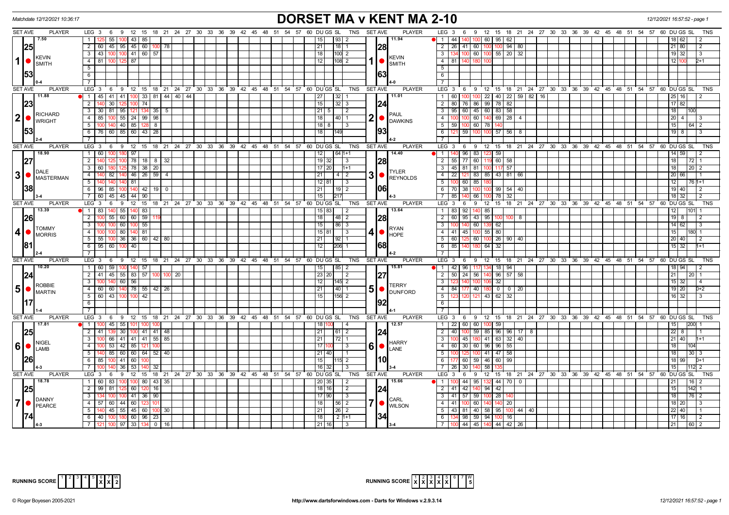Matchdate 12/12/2021 10:36:17

# DORSET MA v KENT MA 2-10

12/12/2021 16:57:52 - page 1

| SET AVE | PLAYER | LEG | Scores | DU | GS | SL | TNS | SET AVE | PLAYER | LEG | Scores | DU | GS | SL | TNS |
|---|---|---|---|---|---|---|---|---|---|---|---|---|---|---|---|
| 7.50 | KEVIN SMITH | 1 | 125 55 100 43 85 | 15 | | 93 | 2 | 11.94 | KEVIN SMITH | 1 | 44 140 100 60 95 62 | 18 | 62 | | 2 |
| 25 | | 2 | 60 45 95 45 60 100 78 | 21 | | 18 | 1 | 28 | | 2 | 26 41 60 100 100 94 80 | 21 | 80 | | 2 |
| | | 3 | 43 100 100 41 60 57 | 18 | | 100 | 2 | | | 3 | 134 100 60 100 55 20 32 | 19 | 32 | | 3 |
| 1 | | 4 | 81 100 125 87 | 12 | | 108 | 2 | 1 | | 4 | 81 140 180 100 | 12 | 100 | | 2+1 |
| 53 | 0-4 | | | | | | | 63 | 4-0 | | | | | | |
| 11.88 | RICHARD WRIGHT | 1 | 45 41 41 100 33 81 44 40 44 | 27 | | 32 | 1 | 11.01 | PAUL DAWKINS | 1 | 60 100 100 22 40 22 59 82 16 | 25 | 16 | | 2 |
| 23 | | 2 | 140 30 125 100 74 | 15 | | 32 | 3 | 24 | | 2 | 80 76 86 99 78 82 | 17 | 82 | | |
| | | 3 | 30 81 95 121 134 35 5 | 21 | 5 | | 2 | | | 3 | 95 60 45 60 83 58 | 18 | | 100 | |
| 2 | | 4 | 85 100 55 24 99 98 | 18 | | 40 | 1 | 2 | | 4 | 100 100 60 140 69 28 4 | 20 | 4 | | 3 |
| | | 5 | 100 140 40 85 128 8 | 18 | 8 | | 3 | | | 5 | 59 100 60 78 140 | 15 | | 64 | 2 |
| 53 | 2-4 | 6 | 76 60 85 60 43 28 | 18 | | 149 | | 93 | 4-2 | 6 | 121 59 100 100 57 56 8 | 19 | 8 | | 3 |
| 18.90 | DALE MASTERMAN | 1 | 60 100 180 97 | 12 | | 64 | 1+1 | 14.40 | TYLER REYNOLDS | 1 | 140 96 83 123 59 | 14 | 59 | | 2 |
| 27 | | 2 | 140 125 100 78 18 8 32 | 19 | 32 | | 3 | 28 | | 2 | 55 77 60 119 60 58 | 18 | | 72 | 1 |
| | | 3 | 60 180 125 78 38 20 | 17 | 20 | | 1+1 | | | 3 | 45 81 81 100 117 57 | 18 | | 20 | 2 |
| 3 | | 4 | 140 82 140 46 26 59 4 | 21 | | 4 | 2 | 3 | | 4 | 22 121 83 85 43 81 66 | 20 | 66 | | 1 |
| | | 5 | 140 140 140 81 | 12 | 81 | | 3 | | | 5 | 100 60 85 180 | 12 | | 76 | 1+1 |
| 38 | | 6 | 96 85 100 140 42 19 0 | 21 | | 19 | 2 | 06 | | 6 | 70 38 100 100 99 54 40 | 19 | 40 | | 2 |
| | 3-4 | 7 | 60 45 45 44 90 | 15 | | 217 | | | 4-3 | 7 | 85 140 66 100 78 32 | 18 | 32 | | 2 |
| 13.39 | TOMMY MORRIS | 1 | 83 140 55 140 83 | 15 | 83 | | 2 | 13.64 | RYAN HOPE | 1 | 83 92 140 85 | 12 | | 101 | 1 |
| 26 | | 2 | 100 55 60 60 59 119 | 18 | | 48 | 2 | 28 | | 2 | 60 95 43 95 100 100 8 | 19 | 8 | | 2 |
| | | 3 | 100 100 60 100 55 | 15 | | 86 | 3 | | | 3 | 100 140 60 139 62 | 14 | 62 | | 3 |
| 4 | | 4 | 100 100 80 140 81 | 15 | 81 | | 3 | 4 | | 4 | 41 45 100 55 80 | 15 | | 180 | 1 |
| | | 5 | 55 100 36 36 60 42 80 | 21 | | 92 | 1 | | | 5 | 60 125 60 100 26 90 40 | 20 | 40 | | 2 |
| 81 | 2-4 | 6 | 95 60 100 40 | 12 | | 206 | 1 | 68 | 4-2 | 6 | 85 140 180 64 32 | 15 | 32 | | 1+1 |
| 10.20 | ROBBIE MARTIN | 1 | 60 59 100 140 57 | 15 | | 85 | 2 | 15.81 | TERRY DUNFORD | 1 | 42 96 117 134 18 94 | 18 | 94 | | 2 |
| 24 | | 2 | 41 45 55 83 57 100 100 20 | 23 | 20 | | 2 | 27 | | 2 | 50 24 56 140 96 57 58 | 21 | | 20 | 1 |
| | | 3 | 100 140 60 56 | 12 | | 145 | 2 | | | 3 | 123 140 100 106 32 | 15 | 32 | | 4 |
| 5 | | 4 | 60 60 140 78 55 42 26 | 21 | | 40 | 1 | 5 | | 4 | 84 177 40 180 0 0 20 | 19 | 20 | | 0+2 |
| 17 | 1-4 | 5 | 60 43 100 100 42 | 15 | | 156 | 2 | 92 | 4-1 | 5 | 123 120 121 43 62 32 | 16 | 32 | | 3 |
| 17.81 | NIGEL LAMB | 1 | 100 45 55 101 100 100 | 18 | 100 | | 4 | 12.57 | HARRY LANE | 1 | 22 60 60 100 59 | 15 | | 200 | 1 |
| 25 | | 2 | 41 139 30 100 41 41 48 | 21 | | 61 | 2 | 24 | | 2 | 40 100 59 85 96 96 17 8 | 22 | 8 | | 1 |
| | | 3 | 100 66 41 41 41 55 85 | 21 | | 72 | 1 | | | 3 | 100 45 180 41 63 32 40 | 21 | 40 | | 1+1 |
| 6 | | 4 | 100 53 42 85 121 100 | 17 | 100 | | 3 | 6 | | 4 | 60 30 60 96 96 55 | 18 | | 104 | |
| | | 5 | 140 85 60 60 64 52 40 | 21 | 40 | | 1 | | | 5 | 100 125 100 41 47 58 | 18 | | 30 | 3 |
| 26 | | 6 | 85 100 41 60 100 | 15 | | 115 | 2 | 10 | | 6 | 177 60 59 46 60 99 | 18 | 99 | | 0+1 |
| | 4-3 | 7 | 100 140 36 53 140 32 | 16 | 32 | | 3 | | 3-4 | 7 | 26 30 140 58 135 | 15 | | 112 | 2 |
| 18.78 | DANNY PEARCE | 1 | 60 83 100 100 80 43 35 | 20 | 35 | | 2 | 15.66 | CARL WILSON | 1 | 100 44 95 132 44 70 0 | 21 | | 16 | 2 |
| 25 | | 2 | 99 81 125 60 120 16 | 18 | 16 | | 2 | 24 | | 2 | 41 42 140 94 42 | 15 | | 142 | 1 |
| | | 3 | 134 100 100 41 36 90 | 17 | 90 | | 3 | | | 3 | 41 57 59 100 28 140 | 18 | | 76 | 2 |
| 7 | | 4 | 57 60 44 60 123 101 | 18 | | 56 | 2 | 7 | | 4 | 41 100 60 140 140 20 | 18 | 20 | | 3 |
| | | 5 | 140 45 55 45 60 100 30 | 21 | | 26 | 2 | | | 5 | 43 81 40 58 95 100 44 40 | 22 | 40 | | 1 |
| 74 | | 6 | 40 100 180 60 96 23 | 18 | | 2 | 1+1 | 34 | | 6 | 134 98 59 94 100 16 | 17 | 16 | | 2 |
| | 4-3 | 7 | 121 100 97 33 134 0 16 | 21 | 16 | | 3 | | 3-4 | 7 | 100 44 45 140 44 42 26 | 21 | | 60 | 2 |

RUNNING SCORE (DORSET MA): 1 2 3 4 5 6 X 7 X — W: 2

RUNNING SCORE (KENT MA): 1 X 2 X 3 X 4 X 5 X 6 7 — W: 5

© Roger Boyesen 2005-2021 http://www.dartsforwindows.com - Darts for Windows v.2.9.3.14 12/12/2021 16:57:52 - page 1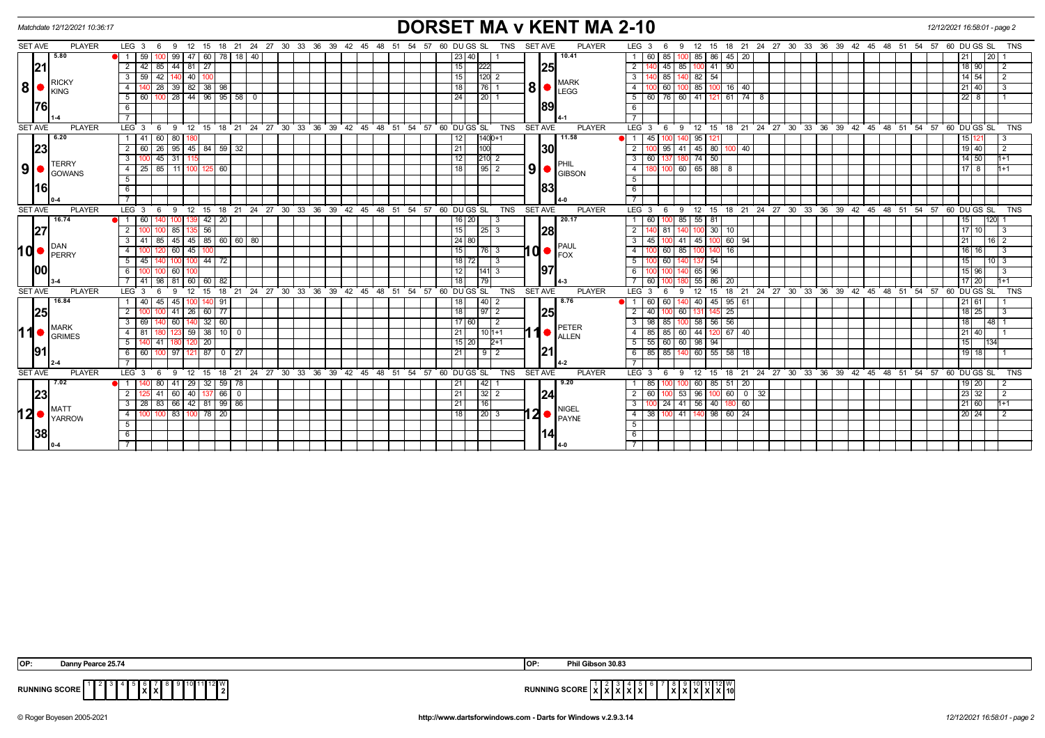Matchdate 12/12/2021 10:36:17

# DORSET MA v KENT MA 2-10

## Set 8

| SET AVE | PLAYER | LEG | 3 | 6 | 9 | 12 | 15 | 18 | 21 | 24 | 27 | DU | GS | SL | TNS |
|---|---|---|---|---|---|---|---|---|---|---|---|---|---|---|---|
| 5.80 / 21.76 | RICKY KING (1-4) | 1 | 59 | 100 | 99 | 47 | 60 | 78 | 18 | 40 | | 23 | 40 | | 1 |
| | | 2 | 42 | 85 | 44 | 81 | 27 | | | | | 15 | | 222 | |
| | | 3 | 59 | 42 | 140 | 40 | 100 | | | | | 15 | | 120 | 2 |
| | | 4 | 140 | 28 | 39 | 82 | 38 | 98 | | | | 18 | | 76 | 1 |
| | | 5 | 60 | 100 | 28 | 44 | 96 | 95 | 58 | 0 | | 24 | | 20 | 1 |

| SET AVE | PLAYER | LEG | 3 | 6 | 9 | 12 | 15 | 18 | 21 | 24 | 27 | DU | GS | SL | TNS |
|---|---|---|---|---|---|---|---|---|---|---|---|---|---|---|---|
| 10.41 / 25.89 | MARK LEGG (4-1) | 1 | 60 | 85 | 100 | 85 | 86 | 45 | 20 | | | 21 | | 20 | 1 |
| | | 2 | 140 | 45 | 85 | 100 | 41 | 90 | | | | 18 | 90 | | 2 |
| | | 3 | 140 | 85 | 140 | 82 | 54 | | | | | 14 | 54 | | 2 |
| | | 4 | 100 | 60 | 100 | 85 | 100 | 16 | 40 | | | 21 | 40 | | 3 |
| | | 5 | 60 | 76 | 60 | 41 | 121 | 61 | 74 | 8 | | 22 | 8 | | 1 |

## Set 9

| SET AVE | PLAYER | LEG | 3 | 6 | 9 | 12 | 15 | 18 | 21 | DU | GS | SL | TNS |
|---|---|---|---|---|---|---|---|---|---|---|---|---|---|
| 6.20 / 23.16 | TERRY GOWANS (0-4) | 1 | 41 | 60 | 80 | 180 | | | | 12 | | 140 | 0+1 |
| | | 2 | 60 | 26 | 95 | 45 | 84 | 59 | 32 | 21 | | 100 | |
| | | 3 | 100 | 45 | 31 | 115 | | | | 12 | | 210 | 2 |
| | | 4 | 25 | 85 | 11 | 100 | 125 | 60 | | 18 | | 95 | 2 |

| SET AVE | PLAYER | LEG | 3 | 6 | 9 | 12 | 15 | 18 | 21 | DU | GS | SL | TNS |
|---|---|---|---|---|---|---|---|---|---|---|---|---|---|
| 11.58 / 30.83 | PHIL GIBSON (4-0) | 1 | 45 | 100 | 140 | 95 | 121 | | | 15 | 121 | | 3 |
| | | 2 | 100 | 95 | 41 | 45 | 80 | 100 | 40 | 19 | 40 | | 2 |
| | | 3 | 60 | 137 | 180 | 74 | 50 | | | 14 | 50 | | 1+1 |
| | | 4 | 180 | 100 | 60 | 65 | 88 | 8 | | 17 | 8 | | 1+1 |

## Set 10

| SET AVE | PLAYER | LEG | 3 | 6 | 9 | 12 | 15 | 18 | 21 | 24 | DU | GS | SL | TNS |
|---|---|---|---|---|---|---|---|---|---|---|---|---|---|---|
| 16.74 / 27.00 | DAN PERRY (3-4) | 1 | 60 | 140 | 100 | 139 | 42 | 20 | | | 16 | 20 | | 3 |
| | | 2 | 100 | 100 | 85 | 135 | 56 | | | | 15 | | 25 | 3 |
| | | 3 | 41 | 85 | 45 | 45 | 85 | 60 | 60 | 80 | 24 | 80 | | |
| | | 4 | 100 | 120 | 60 | 45 | 100 | | | | 15 | | 76 | 3 |
| | | 5 | 45 | 140 | 100 | 100 | 44 | 72 | | | 18 | 72 | | 3 |
| | | 6 | 100 | 100 | 60 | 100 | | | | | 12 | | 141 | 3 |
| | | 7 | 41 | 98 | 81 | 60 | 60 | 82 | | | 18 | | 79 | |

| SET AVE | PLAYER | LEG | 3 | 6 | 9 | 12 | 15 | 18 | 21 | DU | GS | SL | TNS |
|---|---|---|---|---|---|---|---|---|---|---|---|---|---|
| 20.17 / 28.97 | PAUL FOX (4-3) | 1 | 60 | 100 | 85 | 55 | 81 | | | 15 | | 120 | 1 |
| | | 2 | 140 | 81 | 140 | 100 | 30 | 10 | | 17 | 10 | | 3 |
| | | 3 | 45 | 100 | 41 | 45 | 100 | 60 | 94 | 21 | | 16 | 2 |
| | | 4 | 100 | 60 | 85 | 100 | 140 | 16 | | 16 | 16 | | 3 |
| | | 5 | 100 | 60 | 140 | 137 | 54 | | | 15 | | 10 | 3 |
| | | 6 | 100 | 100 | 140 | 65 | 96 | | | 15 | 96 | | 3 |
| | | 7 | 60 | 100 | 180 | 55 | 86 | 20 | | 17 | 20 | | 1+1 |

## Set 11

| SET AVE | PLAYER | LEG | 3 | 6 | 9 | 12 | 15 | 18 | 21 | DU | GS | SL | TNS |
|---|---|---|---|---|---|---|---|---|---|---|---|---|---|
| 16.84 / 25.91 | MARK GRIMES (2-4) | 1 | 40 | 45 | 45 | 100 | 140 | 91 | | 18 | | 40 | 2 |
| | | 2 | 100 | 100 | 41 | 26 | 60 | 77 | | 18 | | 97 | 2 |
| | | 3 | 69 | 140 | 60 | 140 | 32 | 60 | | 17 | 60 | | 2 |
| | | 4 | 81 | 180 | 123 | 59 | 38 | 10 | 0 | 21 | | 10 | 1+1 |
| | | 5 | 140 | 41 | 180 | 120 | 20 | | | 15 | 20 | | 2+1 |
| | | 6 | 60 | 100 | 97 | 121 | 87 | 0 | 27 | 21 | | 9 | 2 |

| SET AVE | PLAYER | LEG | 3 | 6 | 9 | 12 | 15 | 18 | 21 | DU | GS | SL | TNS |
|---|---|---|---|---|---|---|---|---|---|---|---|---|---|
| 8.76 / 25.21 | PETER ALLEN (4-2) | 1 | 60 | 60 | 140 | 40 | 45 | 95 | 61 | 21 | 61 | | 1 |
| | | 2 | 40 | 100 | 60 | 131 | 145 | 25 | | 18 | 25 | | 3 |
| | | 3 | 98 | 85 | 100 | 58 | 56 | 56 | | 18 | | 48 | 1 |
| | | 4 | 85 | 85 | 60 | 44 | 120 | 67 | 40 | 21 | 40 | | 1 |
| | | 5 | 55 | 60 | 60 | 98 | 94 | | | 15 | | 134 | |
| | | 6 | 85 | 85 | 140 | 60 | 55 | 58 | 18 | 19 | 18 | | 1 |

## Set 12

| SET AVE | PLAYER | LEG | 3 | 6 | 9 | 12 | 15 | 18 | 21 | 24 | DU | GS | SL | TNS |
|---|---|---|---|---|---|---|---|---|---|---|---|---|---|---|
| 7.02 / 23.38 | MATT YARROW (0-4) | 1 | 140 | 80 | 41 | 29 | 32 | 59 | 78 | | 21 | | 42 | 1 |
| | | 2 | 125 | 41 | 60 | 40 | 137 | 66 | 0 | | 21 | | 32 | 2 |
| | | 3 | 28 | 83 | 66 | 42 | 81 | 99 | 86 | | 21 | | 16 | |
| | | 4 | 100 | 100 | 83 | 100 | 78 | 20 | | | 18 | | 20 | 3 |

| SET AVE | PLAYER | LEG | 3 | 6 | 9 | 12 | 15 | 18 | 21 | 24 | DU | GS | SL | TNS |
|---|---|---|---|---|---|---|---|---|---|---|---|---|---|---|
| 9.20 / 24.14 | NIGEL PAYNE (4-0) | 1 | 85 | 100 | 100 | 60 | 85 | 51 | 20 | | 19 | 20 | | 2 |
| | | 2 | 60 | 100 | 53 | 96 | 100 | 60 | 0 | 32 | 23 | 32 | | 2 |
| | | 3 | 100 | 24 | 41 | 56 | 40 | 180 | 60 | | 21 | 60 | | 1+1 |
| | | 4 | 38 | 100 | 41 | 140 | 98 | 60 | 24 | | 20 | 24 | | 2 |

**OP:** Danny Pearce 25.74

**OP:** Phil Gibson 30.83

RUNNING SCORE (Dorset)

| 1 | 2 | 3 | 4 | 5 | 6 | 7 | 8 | 9 | 10 | 11 | 12 | W |
|---|---|---|---|---|---|---|---|---|---|---|---|---|
| | | | | | X | X | | | | | | 2 |

RUNNING SCORE (Kent)

| 1 | 2 | 3 | 4 | 5 | 6 | 7 | 8 | 9 | 10 | 11 | 12 | W |
|---|---|---|---|---|---|---|---|---|---|---|---|---|
| X | X | X | X | X | | | X | X | X | X | X | 10 |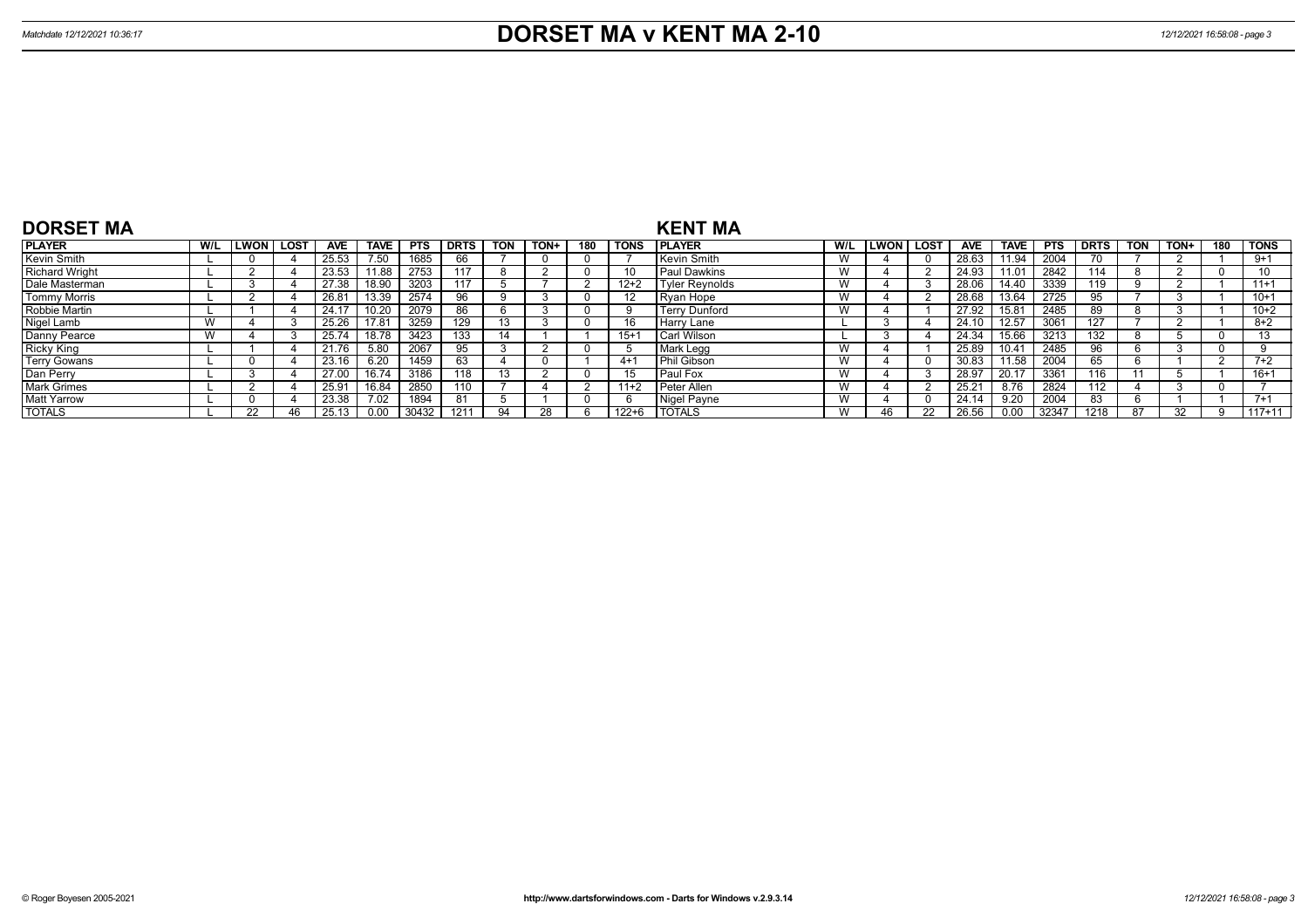# DORSET MA v KENT MA 2-10

## DORSET MA

| PLAYER | W/L | LWON | LOST | AVE | TAVE | PTS | DRTS | TON | TON+ | 180 | TONS |
|---|---|---|---|---|---|---|---|---|---|---|---|
| Kevin Smith | L | 0 | 4 | 25.53 | 7.50 | 1685 | 66 | 7 | 0 | 0 | 7 |
| Richard Wright | L | 2 | 4 | 23.53 | 11.88 | 2753 | 117 | 8 | 2 | 0 | 10 |
| Dale Masterman | L | 3 | 4 | 27.38 | 18.90 | 3203 | 117 | 5 | 7 | 2 | 12+2 |
| Tommy Morris | L | 2 | 4 | 26.81 | 13.39 | 2574 | 96 | 9 | 3 | 0 | 12 |
| Robbie Martin | L | 1 | 4 | 24.17 | 10.20 | 2079 | 86 | 6 | 3 | 0 | 9 |
| Nigel Lamb | W | 4 | 3 | 25.26 | 17.81 | 3259 | 129 | 13 | 3 | 0 | 16 |
| Danny Pearce | W | 4 | 3 | 25.74 | 18.78 | 3423 | 133 | 14 | 1 | 1 | 15+1 |
| Ricky King | L | 1 | 4 | 21.76 | 5.80 | 2067 | 95 | 3 | 2 | 0 | 5 |
| Terry Gowans | L | 0 | 4 | 23.16 | 6.20 | 1459 | 63 | 4 | 0 | 1 | 4+1 |
| Dan Perry | L | 3 | 4 | 27.00 | 16.74 | 3186 | 118 | 13 | 2 | 0 | 15 |
| Mark Grimes | L | 2 | 4 | 25.91 | 16.84 | 2850 | 110 | 7 | 4 | 2 | 11+2 |
| Matt Yarrow | L | 0 | 4 | 23.38 | 7.02 | 1894 | 81 | 5 | 1 | 0 | 6 |
| TOTALS | L | 22 | 46 | 25.13 | 0.00 | 30432 | 1211 | 94 | 28 | 6 | 122+6 |

## KENT MA

| PLAYER | W/L | LWON | LOST | AVE | TAVE | PTS | DRTS | TON | TON+ | 180 | TONS |
|---|---|---|---|---|---|---|---|---|---|---|---|
| Kevin Smith | W | 4 | 0 | 28.63 | 11.94 | 2004 | 70 | 7 | 2 | 1 | 9+1 |
| Paul Dawkins | W | 4 | 2 | 24.93 | 11.01 | 2842 | 114 | 8 | 2 | 0 | 10 |
| Tyler Reynolds | W | 4 | 3 | 28.06 | 14.40 | 3339 | 119 | 9 | 2 | 1 | 11+1 |
| Ryan Hope | W | 4 | 2 | 28.68 | 13.64 | 2725 | 95 | 7 | 3 | 1 | 10+1 |
| Terry Dunford | W | 4 | 1 | 27.92 | 15.81 | 2485 | 89 | 8 | 3 | 1 | 10+2 |
| Harry Lane | L | 3 | 4 | 24.10 | 12.57 | 3061 | 127 | 7 | 2 | 1 | 8+2 |
| Carl Wilson | L | 3 | 4 | 24.34 | 15.66 | 3213 | 132 | 8 | 5 | 0 | 13 |
| Mark Legg | W | 4 | 1 | 25.89 | 10.41 | 2485 | 96 | 6 | 3 | 0 | 9 |
| Phil Gibson | W | 4 | 0 | 30.83 | 11.58 | 2004 | 65 | 6 | 1 | 2 | 7+2 |
| Paul Fox | W | 4 | 3 | 28.97 | 20.17 | 3361 | 116 | 11 | 5 | 1 | 16+1 |
| Peter Allen | W | 4 | 2 | 25.21 | 8.76 | 2824 | 112 | 4 | 3 | 0 | 7 |
| Nigel Payne | W | 4 | 0 | 24.14 | 9.20 | 2004 | 83 | 6 | 1 | 1 | 7+1 |
| TOTALS | W | 46 | 22 | 26.56 | 0.00 | 32347 | 1218 | 87 | 32 | 9 | 117+11 |